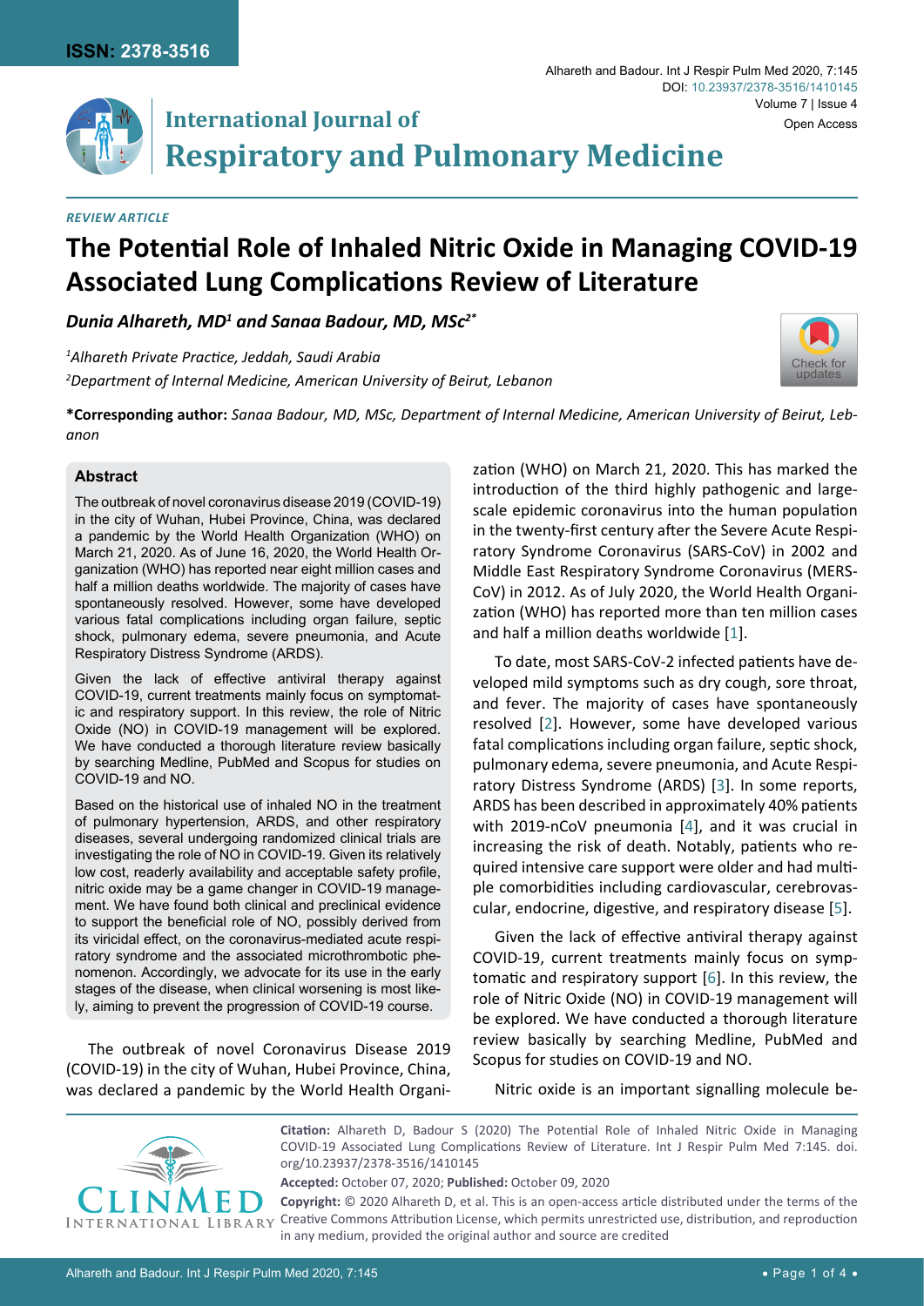## REVIEW ARTICLE

# The Potential Role of Inhaled Nitric Oxide in Managing COVID-19 Associated Lung Complications Review of Literature

***Dunia Alhareth, MD[1] and Sanaa Badour, MD, MSc[2*]***

*[1]Alhareth Private Practice, Jeddah, Saudi Arabia*

*[2]Department of Internal Medicine, American University of Beirut, Lebanon*

**\*Corresponding author:** *Sanaa Badour, MD, MSc, Department of Internal Medicine, American University of Beirut, Lebanon*

### Abstract

The outbreak of novel coronavirus disease 2019 (COVID-19) in the city of Wuhan, Hubei Province, China, was declared a pandemic by the World Health Organization (WHO) on March 21, 2020. As of June 16, 2020, the World Health Organization (WHO) has reported near eight million cases and half a million deaths worldwide. The majority of cases have spontaneously resolved. However, some have developed various fatal complications including organ failure, septic shock, pulmonary edema, severe pneumonia, and Acute Respiratory Distress Syndrome (ARDS).

Given the lack of effective antiviral therapy against COVID-19, current treatments mainly focus on symptomatic and respiratory support. In this review, the role of Nitric Oxide (NO) in COVID-19 management will be explored. We have conducted a thorough literature review basically by searching Medline, PubMed and Scopus for studies on COVID-19 and NO.

Based on the historical use of inhaled NO in the treatment of pulmonary hypertension, ARDS, and other respiratory diseases, several undergoing randomized clinical trials are investigating the role of NO in COVID-19. Given its relatively low cost, readerly availability and acceptable safety profile, nitric oxide may be a game changer in COVID-19 management. We have found both clinical and preclinical evidence to support the beneficial role of NO, possibly derived from its viricidal effect, on the coronavirus-mediated acute respiratory syndrome and the associated microthrombotic phenomenon. Accordingly, we advocate for its use in the early stages of the disease, when clinical worsening is most likely, aiming to prevent the progression of COVID-19 course.

The outbreak of novel Coronavirus Disease 2019 (COVID-19) in the city of Wuhan, Hubei Province, China, was declared a pandemic by the World Health Organization (WHO) on March 21, 2020. This has marked the introduction of the third highly pathogenic and large-scale epidemic coronavirus into the human population in the twenty-first century after the Severe Acute Respiratory Syndrome Coronavirus (SARS-CoV) in 2002 and Middle East Respiratory Syndrome Coronavirus (MERS-CoV) in 2012. As of July 2020, the World Health Organization (WHO) has reported more than ten million cases and half a million deaths worldwide [1].

To date, most SARS-CoV-2 infected patients have developed mild symptoms such as dry cough, sore throat, and fever. The majority of cases have spontaneously resolved [2]. However, some have developed various fatal complications including organ failure, septic shock, pulmonary edema, severe pneumonia, and Acute Respiratory Distress Syndrome (ARDS) [3]. In some reports, ARDS has been described in approximately 40% patients with 2019-nCoV pneumonia [4], and it was crucial in increasing the risk of death. Notably, patients who required intensive care support were older and had multiple comorbidities including cardiovascular, cerebrovascular, endocrine, digestive, and respiratory disease [5].

Given the lack of effective antiviral therapy against COVID-19, current treatments mainly focus on symptomatic and respiratory support [6]. In this review, the role of Nitric Oxide (NO) in COVID-19 management will be explored. We have conducted a thorough literature review basically by searching Medline, PubMed and Scopus for studies on COVID-19 and NO.

Nitric oxide is an important signalling molecule be-

**Citation:** Alhareth D, Badour S (2020) The Potential Role of Inhaled Nitric Oxide in Managing COVID-19 Associated Lung Complications Review of Literature. Int J Respir Pulm Med 7:145. doi.org/10.23937/2378-3516/1410145

**Accepted:** October 07, 2020; **Published:** October 09, 2020

**Copyright:** © 2020 Alhareth D, et al. This is an open-access article distributed under the terms of the Creative Commons Attribution License, which permits unrestricted use, distribution, and reproduction in any medium, provided the original author and source are credited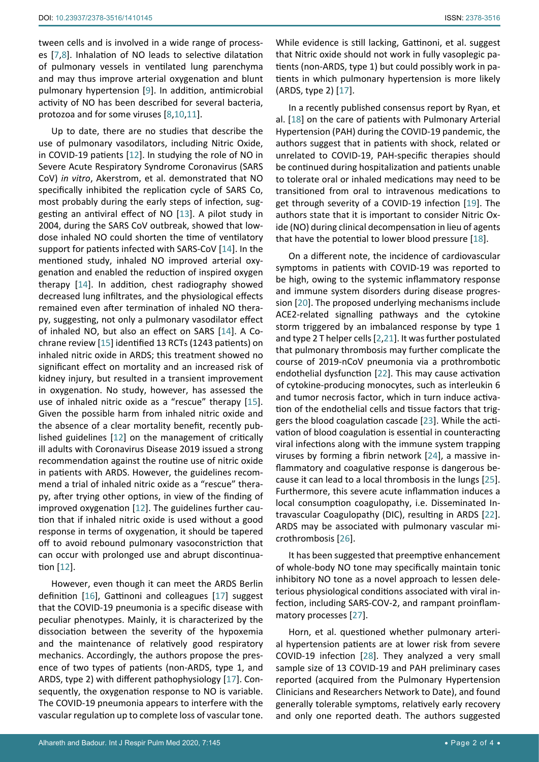tween cells and is involved in a wide range of processes [7,8]. Inhalation of NO leads to selective dilatation of pulmonary vessels in ventilated lung parenchyma and may thus improve arterial oxygenation and blunt pulmonary hypertension [9]. In addition, antimicrobial activity of NO has been described for several bacteria, protozoa and for some viruses [8,10,11].

Up to date, there are no studies that describe the use of pulmonary vasodilators, including Nitric Oxide, in COVID-19 patients [12]. In studying the role of NO in Severe Acute Respiratory Syndrome Coronavirus (SARS CoV) *in vitro*, Akerstrom, et al. demonstrated that NO specifically inhibited the replication cycle of SARS Co, most probably during the early steps of infection, suggesting an antiviral effect of NO [13]. A pilot study in 2004, during the SARS CoV outbreak, showed that low-dose inhaled NO could shorten the time of ventilatory support for patients infected with SARS-CoV [14]. In the mentioned study, inhaled NO improved arterial oxygenation and enabled the reduction of inspired oxygen therapy [14]. In addition, chest radiography showed decreased lung infiltrates, and the physiological effects remained even after termination of inhaled NO therapy, suggesting, not only a pulmonary vasodilator effect of inhaled NO, but also an effect on SARS [14]. A Cochrane review [15] identified 13 RCTs (1243 patients) on inhaled nitric oxide in ARDS; this treatment showed no significant effect on mortality and an increased risk of kidney injury, but resulted in a transient improvement in oxygenation. No study, however, has assessed the use of inhaled nitric oxide as a "rescue" therapy [15]. Given the possible harm from inhaled nitric oxide and the absence of a clear mortality benefit, recently published guidelines [12] on the management of critically ill adults with Coronavirus Disease 2019 issued a strong recommendation against the routine use of nitric oxide in patients with ARDS. However, the guidelines recommend a trial of inhaled nitric oxide as a "rescue" therapy, after trying other options, in view of the finding of improved oxygenation [12]. The guidelines further caution that if inhaled nitric oxide is used without a good response in terms of oxygenation, it should be tapered off to avoid rebound pulmonary vasoconstriction that can occur with prolonged use and abrupt discontinuation [12].

However, even though it can meet the ARDS Berlin definition [16], Gattinoni and colleagues [17] suggest that the COVID-19 pneumonia is a specific disease with peculiar phenotypes. Mainly, it is characterized by the dissociation between the severity of the hypoxemia and the maintenance of relatively good respiratory mechanics. Accordingly, the authors propose the presence of two types of patients (non-ARDS, type 1, and ARDS, type 2) with different pathophysiology [17]. Consequently, the oxygenation response to NO is variable. The COVID-19 pneumonia appears to interfere with the vascular regulation up to complete loss of vascular tone. While evidence is still lacking, Gattinoni, et al. suggest that Nitric oxide should not work in fully vasoplegic patients (non-ARDS, type 1) but could possibly work in patients in which pulmonary hypertension is more likely (ARDS, type 2) [17].

In a recently published consensus report by Ryan, et al. [18] on the care of patients with Pulmonary Arterial Hypertension (PAH) during the COVID-19 pandemic, the authors suggest that in patients with shock, related or unrelated to COVID-19, PAH-specific therapies should be continued during hospitalization and patients unable to tolerate oral or inhaled medications may need to be transitioned from oral to intravenous medications to get through severity of a COVID-19 infection [19]. The authors state that it is important to consider Nitric Oxide (NO) during clinical decompensation in lieu of agents that have the potential to lower blood pressure [18].

On a different note, the incidence of cardiovascular symptoms in patients with COVID-19 was reported to be high, owing to the systemic inflammatory response and immune system disorders during disease progression [20]. The proposed underlying mechanisms include ACE2-related signalling pathways and the cytokine storm triggered by an imbalanced response by type 1 and type 2 T helper cells [2,21]. It was further postulated that pulmonary thrombosis may further complicate the course of 2019-nCoV pneumonia via a prothrombotic endothelial dysfunction [22]. This may cause activation of cytokine-producing monocytes, such as interleukin 6 and tumor necrosis factor, which in turn induce activation of the endothelial cells and tissue factors that triggers the blood coagulation cascade [23]. While the activation of blood coagulation is essential in counteracting viral infections along with the immune system trapping viruses by forming a fibrin network [24], a massive inflammatory and coagulative response is dangerous because it can lead to a local thrombosis in the lungs [25]. Furthermore, this severe acute inflammation induces a local consumption coagulopathy, i.e. Disseminated Intravascular Coagulopathy (DIC), resulting in ARDS [22]. ARDS may be associated with pulmonary vascular microthrombosis [26].

It has been suggested that preemptive enhancement of whole-body NO tone may specifically maintain tonic inhibitory NO tone as a novel approach to lessen deleterious physiological conditions associated with viral infection, including SARS-COV-2, and rampant proinflammatory processes [27].

Horn, et al. questioned whether pulmonary arterial hypertension patients are at lower risk from severe COVID-19 infection [28]. They analyzed a very small sample size of 13 COVID-19 and PAH preliminary cases reported (acquired from the Pulmonary Hypertension Clinicians and Researchers Network to Date), and found generally tolerable symptoms, relatively early recovery and only one reported death. The authors suggested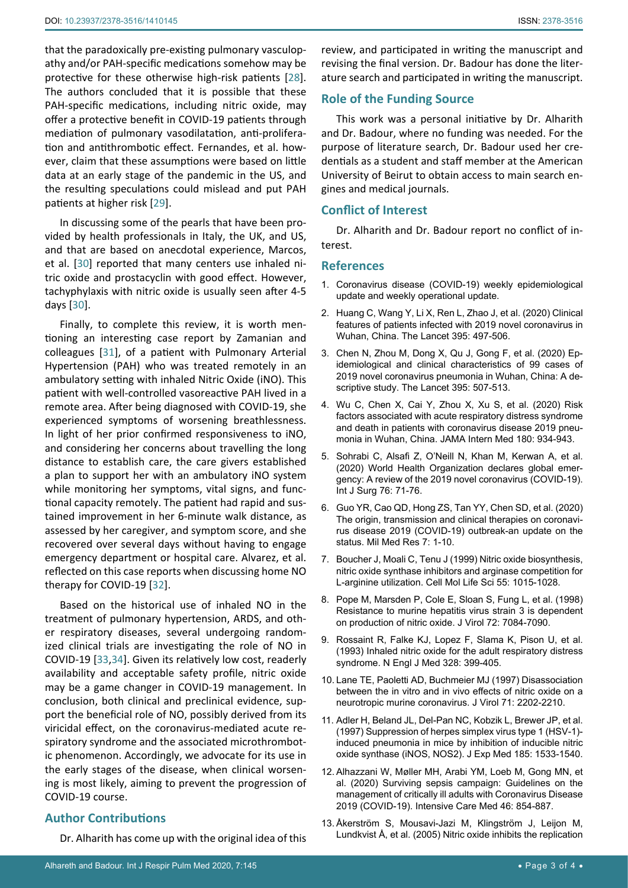that the paradoxically pre-existing pulmonary vasculopathy and/or PAH-specific medications somehow may be protective for these otherwise high-risk patients [28]. The authors concluded that it is possible that these PAH-specific medications, including nitric oxide, may offer a protective benefit in COVID-19 patients through mediation of pulmonary vasodilatation, anti-proliferation and antithrombotic effect. Fernandes, et al. however, claim that these assumptions were based on little data at an early stage of the pandemic in the US, and the resulting speculations could mislead and put PAH patients at higher risk [29].

In discussing some of the pearls that have been provided by health professionals in Italy, the UK, and US, and that are based on anecdotal experience, Marcos, et al. [30] reported that many centers use inhaled nitric oxide and prostacyclin with good effect. However, tachyphylaxis with nitric oxide is usually seen after 4-5 days [30].

Finally, to complete this review, it is worth mentioning an interesting case report by Zamanian and colleagues [31], of a patient with Pulmonary Arterial Hypertension (PAH) who was treated remotely in an ambulatory setting with inhaled Nitric Oxide (iNO). This patient with well-controlled vasoreactive PAH lived in a remote area. After being diagnosed with COVID-19, she experienced symptoms of worsening breathlessness. In light of her prior confirmed responsiveness to iNO, and considering her concerns about travelling the long distance to establish care, the care givers established a plan to support her with an ambulatory iNO system while monitoring her symptoms, vital signs, and functional capacity remotely. The patient had rapid and sustained improvement in her 6-minute walk distance, as assessed by her caregiver, and symptom score, and she recovered over several days without having to engage emergency department or hospital care. Alvarez, et al. reflected on this case reports when discussing home NO therapy for COVID-19 [32].

Based on the historical use of inhaled NO in the treatment of pulmonary hypertension, ARDS, and other respiratory diseases, several undergoing randomized clinical trials are investigating the role of NO in COVID-19 [33,34]. Given its relatively low cost, readerly availability and acceptable safety profile, nitric oxide may be a game changer in COVID-19 management. In conclusion, both clinical and preclinical evidence, support the beneficial role of NO, possibly derived from its viricidal effect, on the coronavirus-mediated acute respiratory syndrome and the associated microthrombotic phenomenon. Accordingly, we advocate for its use in the early stages of the disease, when clinical worsening is most likely, aiming to prevent the progression of COVID-19 course.

## Author Contributions

Dr. Alharith has come up with the original idea of this review, and participated in writing the manuscript and revising the final version. Dr. Badour has done the literature search and participated in writing the manuscript.

## Role of the Funding Source

This work was a personal initiative by Dr. Alharith and Dr. Badour, where no funding was needed. For the purpose of literature search, Dr. Badour used her credentials as a student and staff member at the American University of Beirut to obtain access to main search engines and medical journals.

## Conflict of Interest

Dr. Alharith and Dr. Badour report no conflict of interest.

## References

1. Coronavirus disease (COVID-19) weekly epidemiological update and weekly operational update.
2. Huang C, Wang Y, Li X, Ren L, Zhao J, et al. (2020) Clinical features of patients infected with 2019 novel coronavirus in Wuhan, China. The Lancet 395: 497-506.
3. Chen N, Zhou M, Dong X, Qu J, Gong F, et al. (2020) Epidemiological and clinical characteristics of 99 cases of 2019 novel coronavirus pneumonia in Wuhan, China: A descriptive study. The Lancet 395: 507-513.
4. Wu C, Chen X, Cai Y, Zhou X, Xu S, et al. (2020) Risk factors associated with acute respiratory distress syndrome and death in patients with coronavirus disease 2019 pneumonia in Wuhan, China. JAMA Intern Med 180: 934-943.
5. Sohrabi C, Alsafi Z, O'Neill N, Khan M, Kerwan A, et al. (2020) World Health Organization declares global emergency: A review of the 2019 novel coronavirus (COVID-19). Int J Surg 76: 71-76.
6. Guo YR, Cao QD, Hong ZS, Tan YY, Chen SD, et al. (2020) The origin, transmission and clinical therapies on coronavirus disease 2019 (COVID-19) outbreak-an update on the status. Mil Med Res 7: 1-10.
7. Boucher J, Moali C, Tenu J (1999) Nitric oxide biosynthesis, nitric oxide synthase inhibitors and arginase competition for L-arginine utilization. Cell Mol Life Sci 55: 1015-1028.
8. Pope M, Marsden P, Cole E, Sloan S, Fung L, et al. (1998) Resistance to murine hepatitis virus strain 3 is dependent on production of nitric oxide. J Virol 72: 7084-7090.
9. Rossaint R, Falke KJ, Lopez F, Slama K, Pison U, et al. (1993) Inhaled nitric oxide for the adult respiratory distress syndrome. N Engl J Med 328: 399-405.
10. Lane TE, Paoletti AD, Buchmeier MJ (1997) Disassociation between the in vitro and in vivo effects of nitric oxide on a neurotropic murine coronavirus. J Virol 71: 2202-2210.
11. Adler H, Beland JL, Del-Pan NC, Kobzik L, Brewer JP, et al. (1997) Suppression of herpes simplex virus type 1 (HSV-1)-induced pneumonia in mice by inhibition of inducible nitric oxide synthase (iNOS, NOS2). J Exp Med 185: 1533-1540.
12. Alhazzani W, Møller MH, Arabi YM, Loeb M, Gong MN, et al. (2020) Surviving sepsis campaign: Guidelines on the management of critically ill adults with Coronavirus Disease 2019 (COVID-19). Intensive Care Med 46: 854-887.
13. Åkerström S, Mousavi-Jazi M, Klingström J, Leijon M, Lundkvist Å, et al. (2005) Nitric oxide inhibits the replication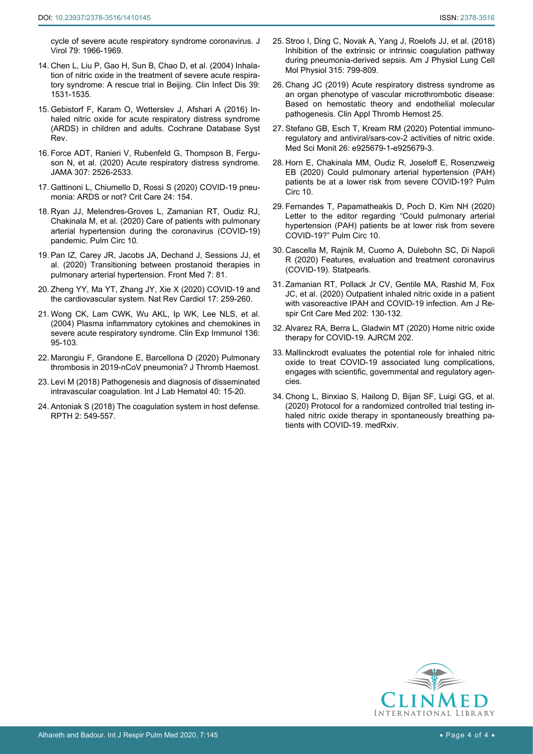cycle of severe acute respiratory syndrome coronavirus. J Virol 79: 1966-1969.

14. Chen L, Liu P, Gao H, Sun B, Chao D, et al. (2004) Inhalation of nitric oxide in the treatment of severe acute respiratory syndrome: A rescue trial in Beijing. Clin Infect Dis 39: 1531-1535.
15. Gebistorf F, Karam O, Wetterslev J, Afshari A (2016) Inhaled nitric oxide for acute respiratory distress syndrome (ARDS) in children and adults. Cochrane Database Syst Rev.
16. Force ADT, Ranieri V, Rubenfeld G, Thompson B, Ferguson N, et al. (2020) Acute respiratory distress syndrome. JAMA 307: 2526-2533.
17. Gattinoni L, Chiumello D, Rossi S (2020) COVID-19 pneumonia: ARDS or not? Crit Care 24: 154.
18. Ryan JJ, Melendres-Groves L, Zamanian RT, Oudiz RJ, Chakinala M, et al. (2020) Care of patients with pulmonary arterial hypertension during the coronavirus (COVID-19) pandemic. Pulm Circ 10.
19. Pan IZ, Carey JR, Jacobs JA, Dechand J, Sessions JJ, et al. (2020) Transitioning between prostanoid therapies in pulmonary arterial hypertension. Front Med 7: 81.
20. Zheng YY, Ma YT, Zhang JY, Xie X (2020) COVID-19 and the cardiovascular system. Nat Rev Cardiol 17: 259-260.
21. Wong CK, Lam CWK, Wu AKL, Ip WK, Lee NLS, et al. (2004) Plasma inflammatory cytokines and chemokines in severe acute respiratory syndrome. Clin Exp Immunol 136: 95-103.
22. Marongiu F, Grandone E, Barcellona D (2020) Pulmonary thrombosis in 2019-nCoV pneumonia? J Thromb Haemost.
23. Levi M (2018) Pathogenesis and diagnosis of disseminated intravascular coagulation. Int J Lab Hematol 40: 15-20.
24. Antoniak S (2018) The coagulation system in host defense. RPTH 2: 549-557.
25. Stroo I, Ding C, Novak A, Yang J, Roelofs JJ, et al. (2018) Inhibition of the extrinsic or intrinsic coagulation pathway during pneumonia-derived sepsis. Am J Physiol Lung Cell Mol Physiol 315: 799-809.
26. Chang JC (2019) Acute respiratory distress syndrome as an organ phenotype of vascular microthrombotic disease: Based on hemostatic theory and endothelial molecular pathogenesis. Clin Appl Thromb Hemost 25.
27. Stefano GB, Esch T, Kream RM (2020) Potential immunoregulatory and antiviral/sars-cov-2 activities of nitric oxide. Med Sci Monit 26: e925679-1-e925679-3.
28. Horn E, Chakinala MM, Oudiz R, Joseloff E, Rosenzweig EB (2020) Could pulmonary arterial hypertension (PAH) patients be at a lower risk from severe COVID-19? Pulm Circ 10.
29. Fernandes T, Papamatheakis D, Poch D, Kim NH (2020) Letter to the editor regarding "Could pulmonary arterial hypertension (PAH) patients be at lower risk from severe COVID-19?" Pulm Circ 10.
30. Cascella M, Rajnik M, Cuomo A, Dulebohn SC, Di Napoli R (2020) Features, evaluation and treatment coronavirus (COVID-19). Statpearls.
31. Zamanian RT, Pollack Jr CV, Gentile MA, Rashid M, Fox JC, et al. (2020) Outpatient inhaled nitric oxide in a patient with vasoreactive IPAH and COVID-19 infection. Am J Respir Crit Care Med 202: 130-132.
32. Alvarez RA, Berra L, Gladwin MT (2020) Home nitric oxide therapy for COVID-19. AJRCM 202.
33. Mallinckrodt evaluates the potential role for inhaled nitric oxide to treat COVID-19 associated lung complications, engages with scientific, governmental and regulatory agencies.
34. Chong L, Binxiao S, Hailong D, Bijan SF, Luigi GG, et al. (2020) Protocol for a randomized controlled trial testing inhaled nitric oxide therapy in spontaneously breathing patients with COVID-19. medRxiv.